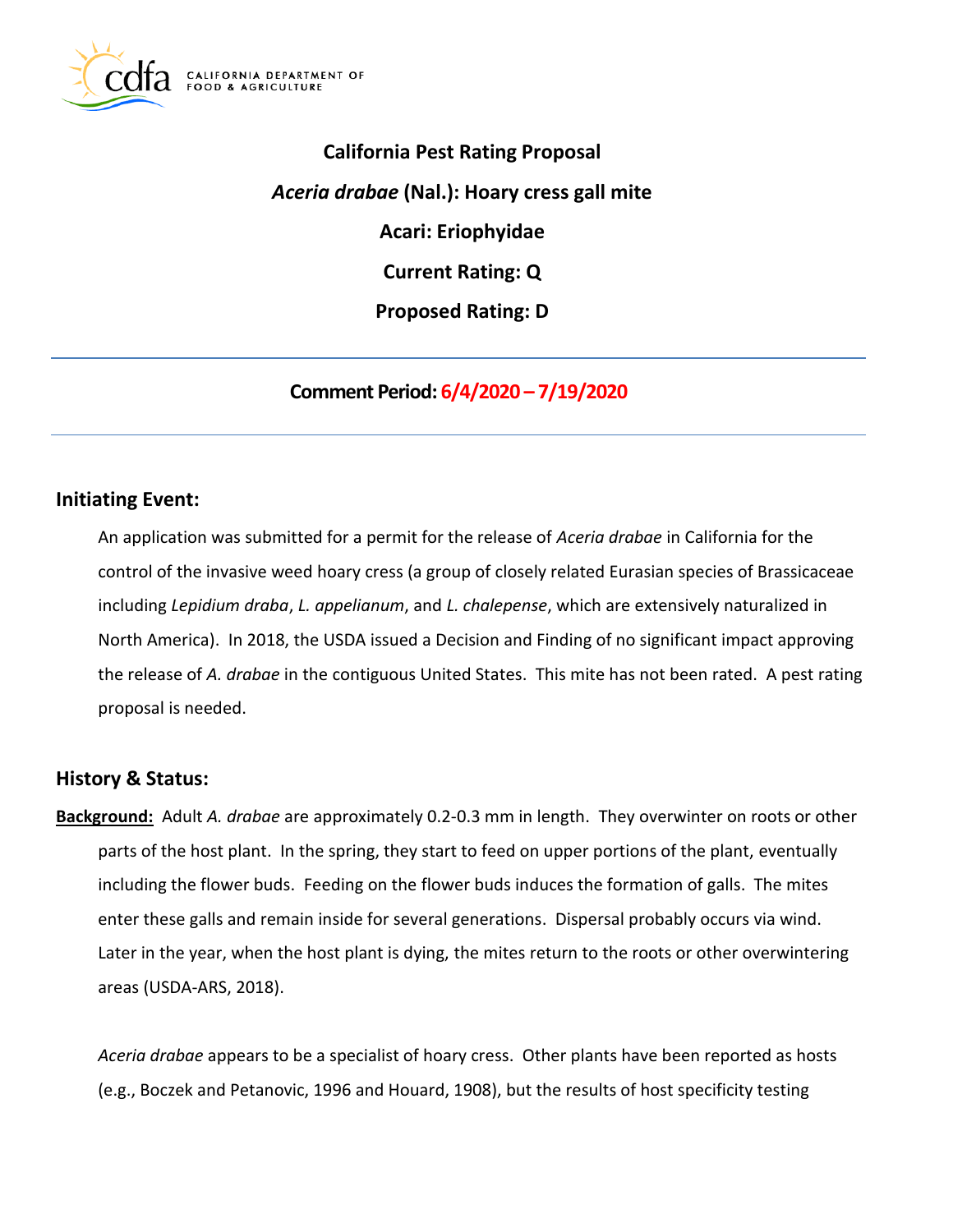# California Pest Rating Proposal

## *Aceria drabae* (Nal.): Hoary cress gall mite

## Acari: Eriophyidae

## Current Rating: Q

## Proposed Rating: D

---

**Comment Period: 6/4/2020 – 7/19/2020**

---

## Initiating Event:

An application was submitted for a permit for the release of *Aceria drabae* in California for the control of the invasive weed hoary cress (a group of closely related Eurasian species of Brassicaceae including *Lepidium draba*, *L. appelianum*, and *L. chalepense*, which are extensively naturalized in North America). In 2018, the USDA issued a Decision and Finding of no significant impact approving the release of *A. drabae* in the contiguous United States. This mite has not been rated. A pest rating proposal is needed.

## History & Status:

**Background:** Adult *A. drabae* are approximately 0.2-0.3 mm in length. They overwinter on roots or other parts of the host plant. In the spring, they start to feed on upper portions of the plant, eventually including the flower buds. Feeding on the flower buds induces the formation of galls. The mites enter these galls and remain inside for several generations. Dispersal probably occurs via wind. Later in the year, when the host plant is dying, the mites return to the roots or other overwintering areas (USDA-ARS, 2018).

*Aceria drabae* appears to be a specialist of hoary cress. Other plants have been reported as hosts (e.g., Boczek and Petanovic, 1996 and Houard, 1908), but the results of host specificity testing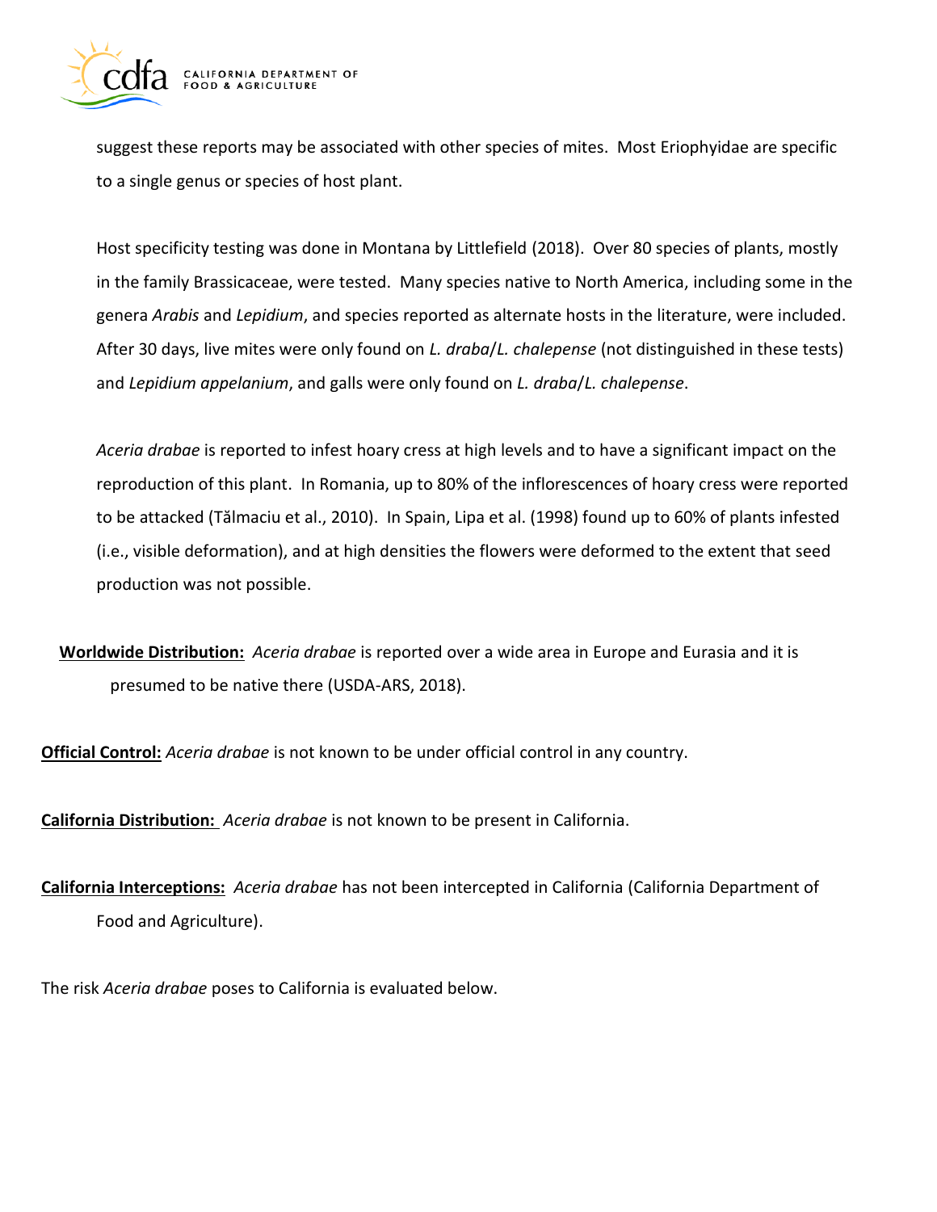suggest these reports may be associated with other species of mites. Most Eriophyidae are specific to a single genus or species of host plant.

Host specificity testing was done in Montana by Littlefield (2018). Over 80 species of plants, mostly in the family Brassicaceae, were tested. Many species native to North America, including some in the genera *Arabis* and *Lepidium*, and species reported as alternate hosts in the literature, were included. After 30 days, live mites were only found on *L. draba*/*L. chalepense* (not distinguished in these tests) and *Lepidium appelanium*, and galls were only found on *L. draba*/*L. chalepense*.

*Aceria drabae* is reported to infest hoary cress at high levels and to have a significant impact on the reproduction of this plant. In Romania, up to 80% of the inflorescences of hoary cress were reported to be attacked (Tălmaciu et al., 2010). In Spain, Lipa et al. (1998) found up to 60% of plants infested (i.e., visible deformation), and at high densities the flowers were deformed to the extent that seed production was not possible.

**Worldwide Distribution:** *Aceria drabae* is reported over a wide area in Europe and Eurasia and it is presumed to be native there (USDA-ARS, 2018).

**Official Control:** *Aceria drabae* is not known to be under official control in any country.

**California Distribution:** *Aceria drabae* is not known to be present in California.

**California Interceptions:** *Aceria drabae* has not been intercepted in California (California Department of Food and Agriculture).

The risk *Aceria drabae* poses to California is evaluated below.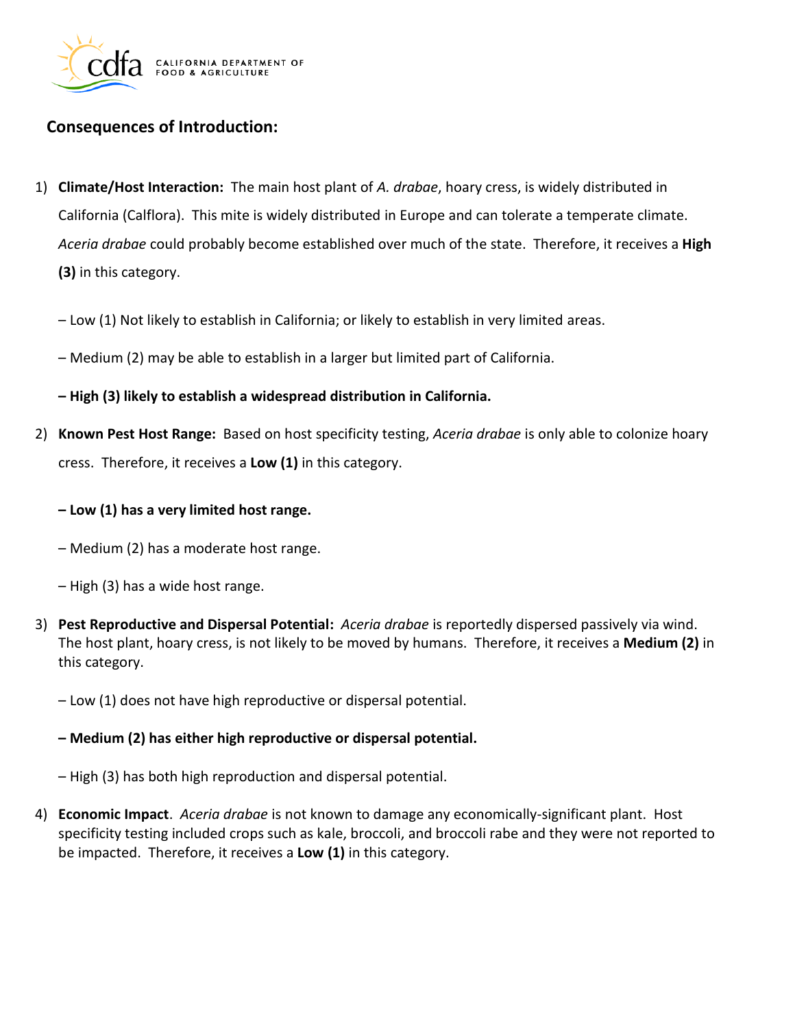## Consequences of Introduction:

1) **Climate/Host Interaction:** The main host plant of *A. drabae*, hoary cress, is widely distributed in California (Calflora). This mite is widely distributed in Europe and can tolerate a temperate climate. *Aceria drabae* could probably become established over much of the state. Therefore, it receives a **High (3)** in this category.

   – Low (1) Not likely to establish in California; or likely to establish in very limited areas.

   – Medium (2) may be able to establish in a larger but limited part of California.

   **– High (3) likely to establish a widespread distribution in California.**

2) **Known Pest Host Range:** Based on host specificity testing, *Aceria drabae* is only able to colonize hoary cress. Therefore, it receives a **Low (1)** in this category.

   **– Low (1) has a very limited host range.**

   – Medium (2) has a moderate host range.

   – High (3) has a wide host range.

3) **Pest Reproductive and Dispersal Potential:** *Aceria drabae* is reportedly dispersed passively via wind. The host plant, hoary cress, is not likely to be moved by humans. Therefore, it receives a **Medium (2)** in this category.

   – Low (1) does not have high reproductive or dispersal potential.

   **– Medium (2) has either high reproductive or dispersal potential.**

   – High (3) has both high reproduction and dispersal potential.

4) **Economic Impact**. *Aceria drabae* is not known to damage any economically-significant plant. Host specificity testing included crops such as kale, broccoli, and broccoli rabe and they were not reported to be impacted. Therefore, it receives a **Low (1)** in this category.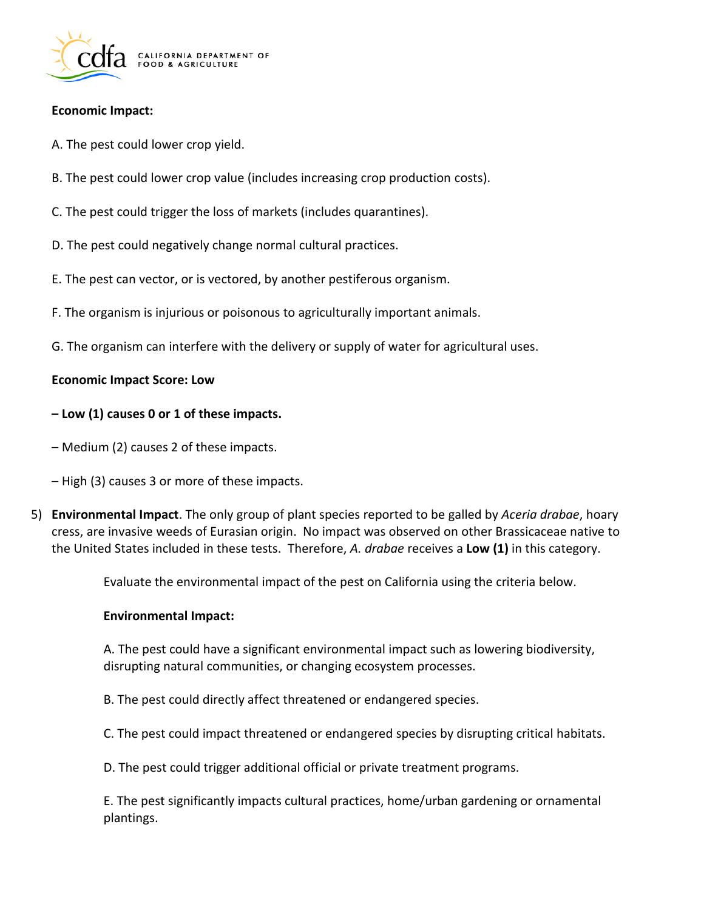**Economic Impact:**

A. The pest could lower crop yield.

B. The pest could lower crop value (includes increasing crop production costs).

C. The pest could trigger the loss of markets (includes quarantines).

D. The pest could negatively change normal cultural practices.

E. The pest can vector, or is vectored, by another pestiferous organism.

F. The organism is injurious or poisonous to agriculturally important animals.

G. The organism can interfere with the delivery or supply of water for agricultural uses.

**Economic Impact Score: Low**

**– Low (1) causes 0 or 1 of these impacts.**

– Medium (2) causes 2 of these impacts.

– High (3) causes 3 or more of these impacts.

5) **Environmental Impact**. The only group of plant species reported to be galled by *Aceria drabae*, hoary cress, are invasive weeds of Eurasian origin. No impact was observed on other Brassicaceae native to the United States included in these tests. Therefore, *A. drabae* receives a **Low (1)** in this category.

   Evaluate the environmental impact of the pest on California using the criteria below.

   **Environmental Impact:**

   A. The pest could have a significant environmental impact such as lowering biodiversity, disrupting natural communities, or changing ecosystem processes.

   B. The pest could directly affect threatened or endangered species.

   C. The pest could impact threatened or endangered species by disrupting critical habitats.

   D. The pest could trigger additional official or private treatment programs.

   E. The pest significantly impacts cultural practices, home/urban gardening or ornamental plantings.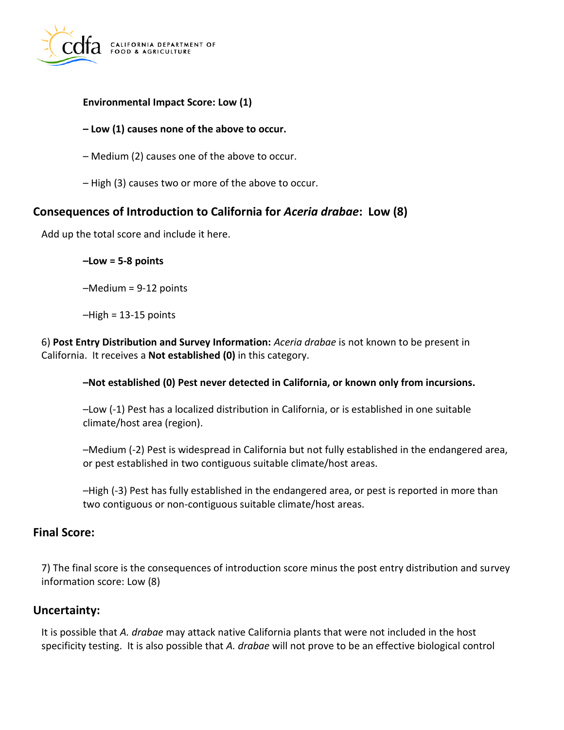**Environmental Impact Score: Low (1)**

**– Low (1) causes none of the above to occur.**

– Medium (2) causes one of the above to occur.

– High (3) causes two or more of the above to occur.

## Consequences of Introduction to California for *Aceria drabae*: Low (8)

Add up the total score and include it here.

**–Low = 5-8 points**

–Medium = 9-12 points

–High = 13-15 points

6) **Post Entry Distribution and Survey Information:** *Aceria drabae* is not known to be present in California. It receives a **Not established (0)** in this category.

**–Not established (0) Pest never detected in California, or known only from incursions.**

–Low (-1) Pest has a localized distribution in California, or is established in one suitable climate/host area (region).

–Medium (-2) Pest is widespread in California but not fully established in the endangered area, or pest established in two contiguous suitable climate/host areas.

–High (-3) Pest has fully established in the endangered area, or pest is reported in more than two contiguous or non-contiguous suitable climate/host areas.

## Final Score:

7) The final score is the consequences of introduction score minus the post entry distribution and survey information score: Low (8)

## Uncertainty:

It is possible that *A. drabae* may attack native California plants that were not included in the host specificity testing. It is also possible that *A. drabae* will not prove to be an effective biological control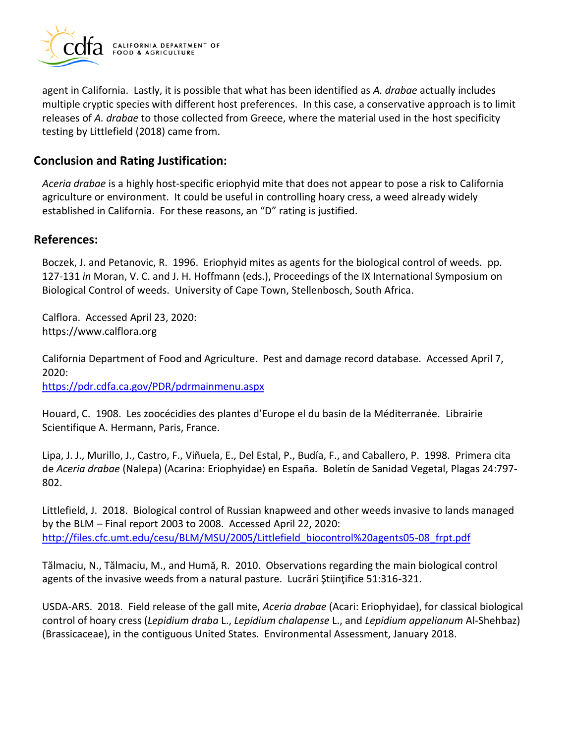agent in California. Lastly, it is possible that what has been identified as *A. drabae* actually includes multiple cryptic species with different host preferences. In this case, a conservative approach is to limit releases of *A. drabae* to those collected from Greece, where the material used in the host specificity testing by Littlefield (2018) came from.

## Conclusion and Rating Justification:

*Aceria drabae* is a highly host-specific eriophyid mite that does not appear to pose a risk to California agriculture or environment. It could be useful in controlling hoary cress, a weed already widely established in California. For these reasons, an "D" rating is justified.

## References:

Boczek, J. and Petanovic, R. 1996. Eriophyid mites as agents for the biological control of weeds. pp. 127-131 *in* Moran, V. C. and J. H. Hoffmann (eds.), Proceedings of the IX International Symposium on Biological Control of weeds. University of Cape Town, Stellenbosch, South Africa.

Calflora. Accessed April 23, 2020:
https://www.calflora.org

California Department of Food and Agriculture. Pest and damage record database. Accessed April 7, 2020:
https://pdr.cdfa.ca.gov/PDR/pdrmainmenu.aspx

Houard, C. 1908. Les zoocécidies des plantes d'Europe el du basin de la Méditerranée. Librairie Scientifique A. Hermann, Paris, France.

Lipa, J. J., Murillo, J., Castro, F., Viñuela, E., Del Estal, P., Budía, F., and Caballero, P. 1998. Primera cita de *Aceria drabae* (Nalepa) (Acarina: Eriophyidae) en España. Boletín de Sanidad Vegetal, Plagas 24:797-802.

Littlefield, J. 2018. Biological control of Russian knapweed and other weeds invasive to lands managed by the BLM – Final report 2003 to 2008. Accessed April 22, 2020:
http://files.cfc.umt.edu/cesu/BLM/MSU/2005/Littlefield_biocontrol%20agents05-08_frpt.pdf

Tălmaciu, N., Tălmaciu, M., and Humă, R. 2010. Observations regarding the main biological control agents of the invasive weeds from a natural pasture. Lucrări Ştiinţifice 51:316-321.

USDA-ARS. 2018. Field release of the gall mite, *Aceria drabae* (Acari: Eriophyidae), for classical biological control of hoary cress (*Lepidium draba* L., *Lepidium chalapense* L., and *Lepidium appelianum* Al-Shehbaz) (Brassicaceae), in the contiguous United States. Environmental Assessment, January 2018.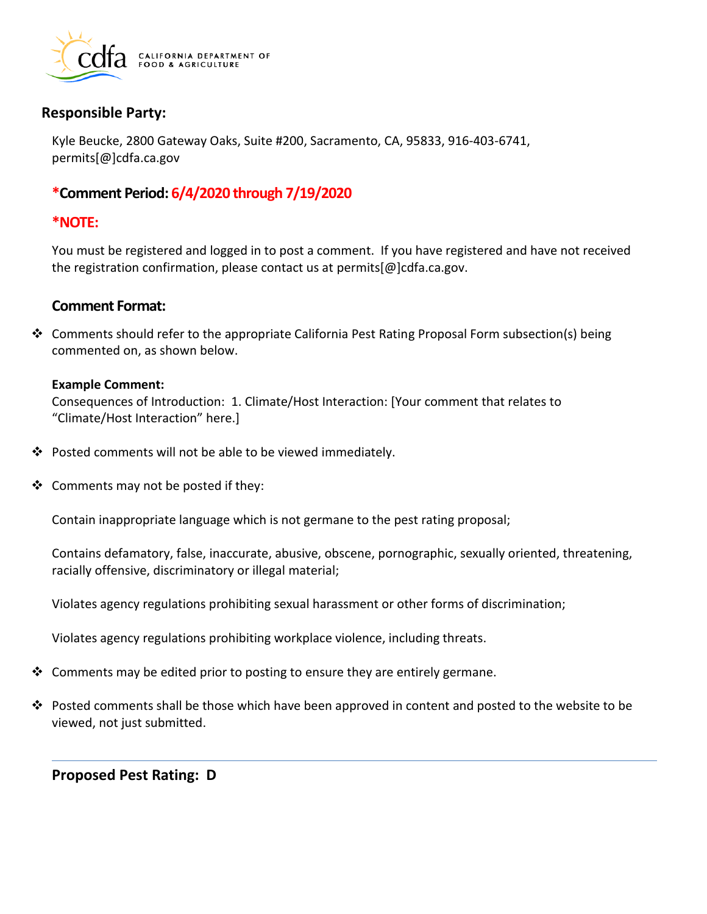## Responsible Party:

Kyle Beucke, 2800 Gateway Oaks, Suite #200, Sacramento, CA, 95833, 916-403-6741, permits[@]cdfa.ca.gov

### *Comment Period: 6/4/2020 through 7/19/2020

### *NOTE:

You must be registered and logged in to post a comment. If you have registered and have not received the registration confirmation, please contact us at permits[@]cdfa.ca.gov.

### Comment Format:

- Comments should refer to the appropriate California Pest Rating Proposal Form subsection(s) being commented on, as shown below.

  **Example Comment:**
  Consequences of Introduction: 1. Climate/Host Interaction: [Your comment that relates to "Climate/Host Interaction" here.]

- Posted comments will not be able to be viewed immediately.

- Comments may not be posted if they:

  Contain inappropriate language which is not germane to the pest rating proposal;

  Contains defamatory, false, inaccurate, abusive, obscene, pornographic, sexually oriented, threatening, racially offensive, discriminatory or illegal material;

  Violates agency regulations prohibiting sexual harassment or other forms of discrimination;

  Violates agency regulations prohibiting workplace violence, including threats.

- Comments may be edited prior to posting to ensure they are entirely germane.

- Posted comments shall be those which have been approved in content and posted to the website to be viewed, not just submitted.

---

### Proposed Pest Rating: D